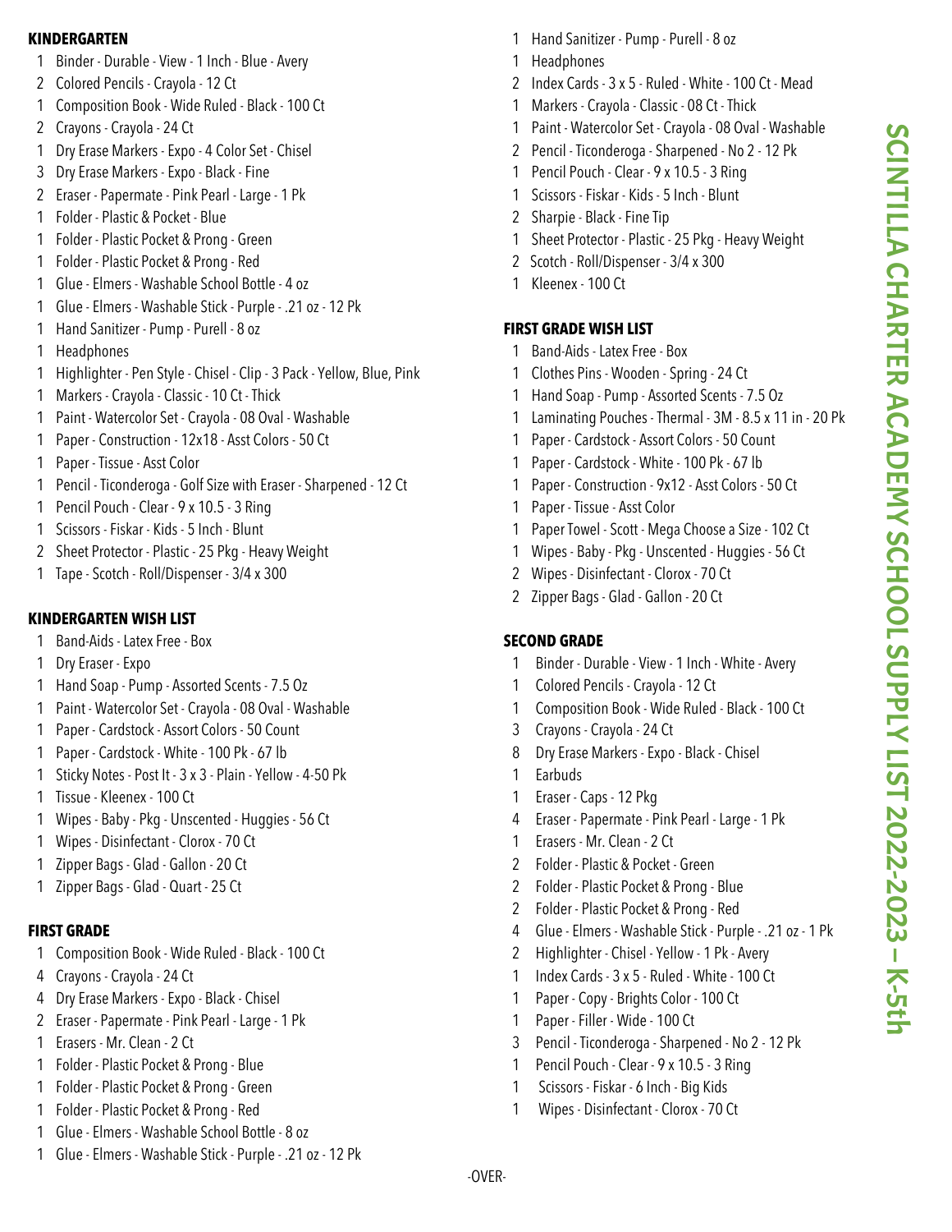# SCINTILLA CHARTER ACADEMY SCHOOL SUPPLY LIST 2022-2023 – K-5th

## KINDERGARTEN

- 1 Binder - Durable - View - 1 Inch - Blue - Avery
- 2 Colored Pencils - Crayola - 12 Ct
- 1 Composition Book - Wide Ruled - Black - 100 Ct
- 2 Crayons - Crayola - 24 Ct
- 1 Dry Erase Markers - Expo - 4 Color Set - Chisel
- 3 Dry Erase Markers - Expo - Black - Fine
- 2 Eraser - Papermate - Pink Pearl - Large - 1 Pk
- 1 Folder - Plastic & Pocket - Blue
- 1 Folder - Plastic Pocket & Prong - Green
- 1 Folder - Plastic Pocket & Prong - Red
- 1 Glue - Elmers - Washable School Bottle - 4 oz
- 1 Glue - Elmers - Washable Stick - Purple - .21 oz - 12 Pk
- 1 Hand Sanitizer - Pump - Purell - 8 oz
- 1 Headphones
- 1 Highlighter - Pen Style - Chisel - Clip - 3 Pack - Yellow, Blue, Pink
- 1 Markers - Crayola - Classic - 10 Ct - Thick
- 1 Paint - Watercolor Set - Crayola - 08 Oval - Washable
- 1 Paper - Construction - 12x18 - Asst Colors - 50 Ct
- 1 Paper - Tissue - Asst Color
- 1 Pencil - Ticonderoga - Golf Size with Eraser - Sharpened - 12 Ct
- 1 Pencil Pouch - Clear - 9 x 10.5 - 3 Ring
- 1 Scissors - Fiskar - Kids - 5 Inch - Blunt
- 2 Sheet Protector - Plastic - 25 Pkg - Heavy Weight
- 1 Tape - Scotch - Roll/Dispenser - 3/4 x 300

## KINDERGARTEN WISH LIST

- 1 Band-Aids - Latex Free - Box
- 1 Dry Eraser - Expo
- 1 Hand Soap - Pump - Assorted Scents - 7.5 Oz
- 1 Paint - Watercolor Set - Crayola - 08 Oval - Washable
- 1 Paper - Cardstock - Assort Colors - 50 Count
- 1 Paper - Cardstock - White - 100 Pk - 67 lb
- 1 Sticky Notes - Post It - 3 x 3 - Plain - Yellow - 4-50 Pk
- 1 Tissue - Kleenex - 100 Ct
- 1 Wipes - Baby - Pkg - Unscented - Huggies - 56 Ct
- 1 Wipes - Disinfectant - Clorox - 70 Ct
- 1 Zipper Bags - Glad - Gallon - 20 Ct
- 1 Zipper Bags - Glad - Quart - 25 Ct

## FIRST GRADE

- 1 Composition Book - Wide Ruled - Black - 100 Ct
- 4 Crayons - Crayola - 24 Ct
- 4 Dry Erase Markers - Expo - Black - Chisel
- 2 Eraser - Papermate - Pink Pearl - Large - 1 Pk
- 1 Erasers - Mr. Clean - 2 Ct
- 1 Folder - Plastic Pocket & Prong - Blue
- 1 Folder - Plastic Pocket & Prong - Green
- 1 Folder - Plastic Pocket & Prong - Red
- 1 Glue - Elmers - Washable School Bottle - 8 oz
- 1 Glue - Elmers - Washable Stick - Purple - .21 oz - 12 Pk
- 1 Hand Sanitizer - Pump - Purell - 8 oz
- 1 Headphones
- 2 Index Cards - 3 x 5 - Ruled - White - 100 Ct - Mead
- 1 Markers - Crayola - Classic - 08 Ct - Thick
- 1 Paint - Watercolor Set - Crayola - 08 Oval - Washable
- 2 Pencil - Ticonderoga - Sharpened - No 2 - 12 Pk
- 1 Pencil Pouch - Clear - 9 x 10.5 - 3 Ring
- 1 Scissors - Fiskar - Kids - 5 Inch - Blunt
- 2 Sharpie - Black - Fine Tip
- 1 Sheet Protector - Plastic - 25 Pkg - Heavy Weight
- 2 Scotch - Roll/Dispenser - 3/4 x 300
- 1 Kleenex - 100 Ct

## FIRST GRADE WISH LIST

- 1 Band-Aids - Latex Free - Box
- 1 Clothes Pins - Wooden - Spring - 24 Ct
- 1 Hand Soap - Pump - Assorted Scents - 7.5 Oz
- 1 Laminating Pouches - Thermal - 3M - 8.5 x 11 in - 20 Pk
- 1 Paper - Cardstock - Assort Colors - 50 Count
- 1 Paper - Cardstock - White - 100 Pk - 67 lb
- 1 Paper - Construction - 9x12 - Asst Colors - 50 Ct
- 1 Paper - Tissue - Asst Color
- 1 Paper Towel - Scott - Mega Choose a Size - 102 Ct
- 1 Wipes - Baby - Pkg - Unscented - Huggies - 56 Ct
- 2 Wipes - Disinfectant - Clorox - 70 Ct
- 2 Zipper Bags - Glad - Gallon - 20 Ct

## SECOND GRADE

- 1 Binder - Durable - View - 1 Inch - White - Avery
- 1 Colored Pencils - Crayola - 12 Ct
- 1 Composition Book - Wide Ruled - Black - 100 Ct
- 3 Crayons - Crayola - 24 Ct
- 8 Dry Erase Markers - Expo - Black - Chisel
- 1 Earbuds
- 1 Eraser - Caps - 12 Pkg
- 4 Eraser - Papermate - Pink Pearl - Large - 1 Pk
- 1 Erasers - Mr. Clean - 2 Ct
- 2 Folder - Plastic & Pocket - Green
- 2 Folder - Plastic Pocket & Prong - Blue
- 2 Folder - Plastic Pocket & Prong - Red
- 4 Glue - Elmers - Washable Stick - Purple - .21 oz - 1 Pk
- 2 Highlighter - Chisel - Yellow - 1 Pk - Avery
- 1 Index Cards - 3 x 5 - Ruled - White - 100 Ct
- 1 Paper - Copy - Brights Color - 100 Ct
- 1 Paper - Filler - Wide - 100 Ct
- 3 Pencil - Ticonderoga - Sharpened - No 2 - 12 Pk
- 1 Pencil Pouch - Clear - 9 x 10.5 - 3 Ring
- 1 Scissors - Fiskar - 6 Inch - Big Kids
- 1 Wipes - Disinfectant - Clorox - 70 Ct

-OVER-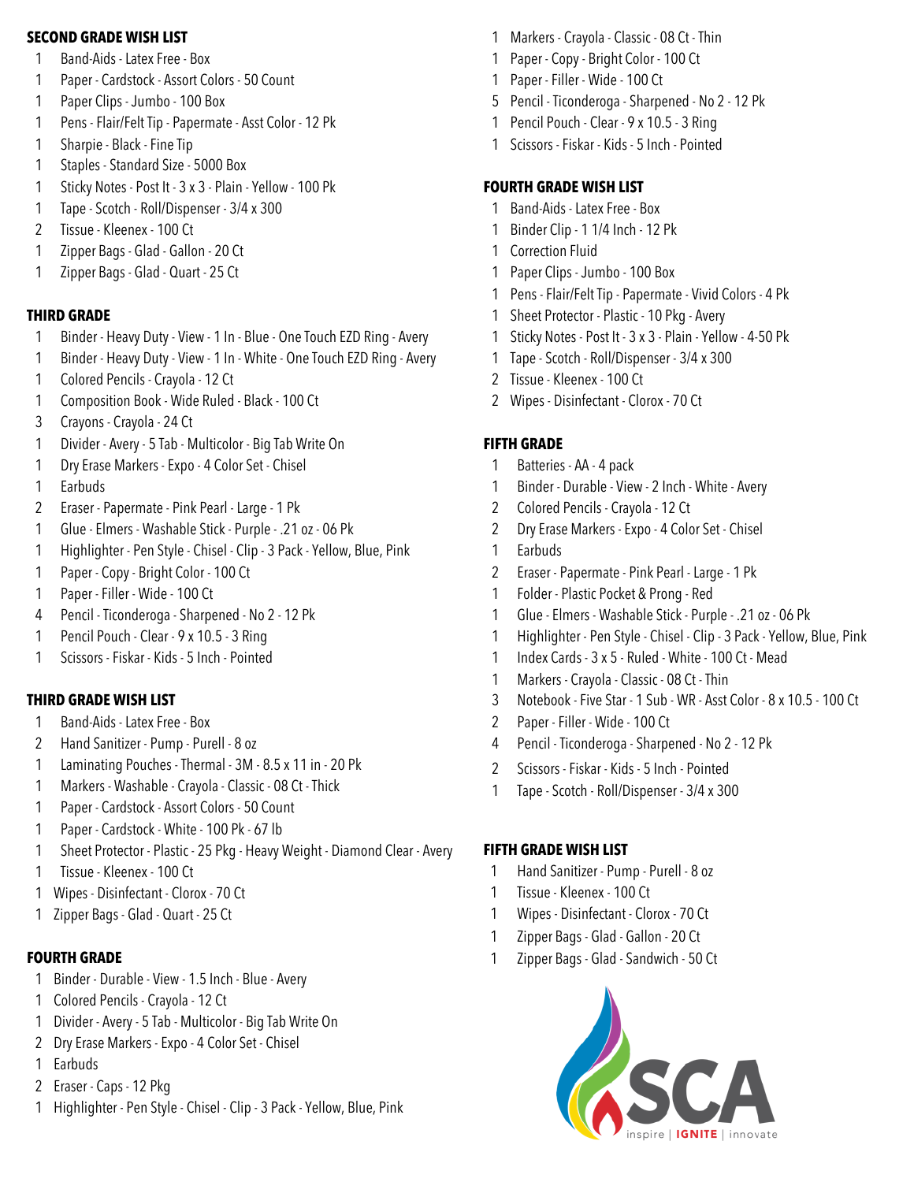## SECOND GRADE WISH LIST

- 1 Band-Aids - Latex Free - Box
- 1 Paper - Cardstock - Assort Colors - 50 Count
- 1 Paper Clips - Jumbo - 100 Box
- 1 Pens - Flair/Felt Tip - Papermate - Asst Color - 12 Pk
- 1 Sharpie - Black - Fine Tip
- 1 Staples - Standard Size - 5000 Box
- 1 Sticky Notes - Post It - 3 x 3 - Plain - Yellow - 100 Pk
- 1 Tape - Scotch - Roll/Dispenser - 3/4 x 300
- 2 Tissue - Kleenex - 100 Ct
- 1 Zipper Bags - Glad - Gallon - 20 Ct
- 1 Zipper Bags - Glad - Quart - 25 Ct

## THIRD GRADE

- 1 Binder - Heavy Duty - View - 1 In - Blue - One Touch EZD Ring - Avery
- 1 Binder - Heavy Duty - View - 1 In - White - One Touch EZD Ring - Avery
- 1 Colored Pencils - Crayola - 12 Ct
- 1 Composition Book - Wide Ruled - Black - 100 Ct
- 3 Crayons - Crayola - 24 Ct
- 1 Divider - Avery - 5 Tab - Multicolor - Big Tab Write On
- 1 Dry Erase Markers - Expo - 4 Color Set - Chisel
- 1 Earbuds
- 2 Eraser - Papermate - Pink Pearl - Large - 1 Pk
- 1 Glue - Elmers - Washable Stick - Purple - .21 oz - 06 Pk
- 1 Highlighter - Pen Style - Chisel - Clip - 3 Pack - Yellow, Blue, Pink
- 1 Paper - Copy - Bright Color - 100 Ct
- 1 Paper - Filler - Wide - 100 Ct
- 4 Pencil - Ticonderoga - Sharpened - No 2 - 12 Pk
- 1 Pencil Pouch - Clear - 9 x 10.5 - 3 Ring
- 1 Scissors - Fiskar - Kids - 5 Inch - Pointed

## THIRD GRADE WISH LIST

- 1 Band-Aids - Latex Free - Box
- 2 Hand Sanitizer - Pump - Purell - 8 oz
- 1 Laminating Pouches - Thermal - 3M - 8.5 x 11 in - 20 Pk
- 1 Markers - Washable - Crayola - Classic - 08 Ct - Thick
- 1 Paper - Cardstock - Assort Colors - 50 Count
- 1 Paper - Cardstock - White - 100 Pk - 67 lb
- 1 Sheet Protector - Plastic - 25 Pkg - Heavy Weight - Diamond Clear - Avery
- 1 Tissue - Kleenex - 100 Ct
- 1 Wipes - Disinfectant - Clorox - 70 Ct
- 1 Zipper Bags - Glad - Quart - 25 Ct

## FOURTH GRADE

- 1 Binder - Durable - View - 1.5 Inch - Blue - Avery
- 1 Colored Pencils - Crayola - 12 Ct
- 1 Divider - Avery - 5 Tab - Multicolor - Big Tab Write On
- 2 Dry Erase Markers - Expo - 4 Color Set - Chisel
- 1 Earbuds
- 2 Eraser - Caps - 12 Pkg
- 1 Highlighter - Pen Style - Chisel - Clip - 3 Pack - Yellow, Blue, Pink
- 1 Markers - Crayola - Classic - 08 Ct - Thin
- 1 Paper - Copy - Bright Color - 100 Ct
- 1 Paper - Filler - Wide - 100 Ct
- 5 Pencil - Ticonderoga - Sharpened - No 2 - 12 Pk
- 1 Pencil Pouch - Clear - 9 x 10.5 - 3 Ring
- 1 Scissors - Fiskar - Kids - 5 Inch - Pointed

## FOURTH GRADE WISH LIST

- 1 Band-Aids - Latex Free - Box
- 1 Binder Clip - 1 1/4 Inch - 12 Pk
- 1 Correction Fluid
- 1 Paper Clips - Jumbo - 100 Box
- 1 Pens - Flair/Felt Tip - Papermate - Vivid Colors - 4 Pk
- 1 Sheet Protector - Plastic - 10 Pkg - Avery
- 1 Sticky Notes - Post It - 3 x 3 - Plain - Yellow - 4-50 Pk
- 1 Tape - Scotch - Roll/Dispenser - 3/4 x 300
- 2 Tissue - Kleenex - 100 Ct
- 2 Wipes - Disinfectant - Clorox - 70 Ct

## FIFTH GRADE

- 1 Batteries - AA - 4 pack
- 1 Binder - Durable - View - 2 Inch - White - Avery
- 2 Colored Pencils - Crayola - 12 Ct
- 2 Dry Erase Markers - Expo - 4 Color Set - Chisel
- 1 Earbuds
- 2 Eraser - Papermate - Pink Pearl - Large - 1 Pk
- 1 Folder - Plastic Pocket & Prong - Red
- 1 Glue - Elmers - Washable Stick - Purple - .21 oz - 06 Pk
- 1 Highlighter - Pen Style - Chisel - Clip - 3 Pack - Yellow, Blue, Pink
- 1 Index Cards - 3 x 5 - Ruled - White - 100 Ct - Mead
- 1 Markers - Crayola - Classic - 08 Ct - Thin
- 3 Notebook - Five Star - 1 Sub - WR - Asst Color - 8 x 10.5 - 100 Ct
- 2 Paper - Filler - Wide - 100 Ct
- 4 Pencil - Ticonderoga - Sharpened - No 2 - 12 Pk
- 2 Scissors - Fiskar - Kids - 5 Inch - Pointed
- 1 Tape - Scotch - Roll/Dispenser - 3/4 x 300

## FIFTH GRADE WISH LIST

- 1 Hand Sanitizer - Pump - Purell - 8 oz
- 1 Tissue - Kleenex - 100 Ct
- 1 Wipes - Disinfectant - Clorox - 70 Ct
- 1 Zipper Bags - Glad - Gallon - 20 Ct
- 1 Zipper Bags - Glad - Sandwich - 50 Ct

SCA
inspire | IGNITE | innovate